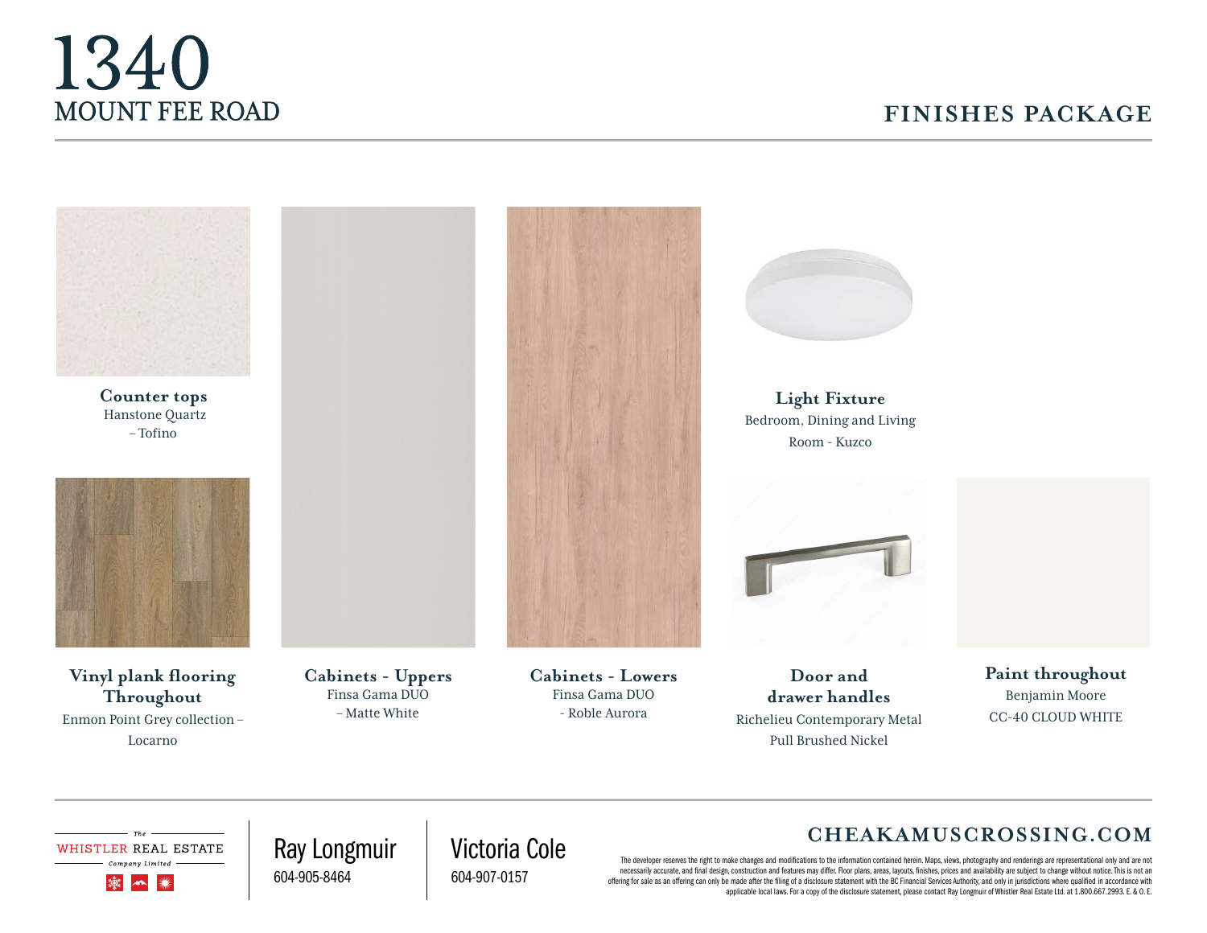# 1340
## MOUNT FEE ROAD

## FINISHES PACKAGE

**Counter tops**
Hanstone Quartz
– Tofino

**Light Fixture**
Bedroom, Dining and Living Room - Kuzco

**Vinyl plank flooring Throughout**
Enmon Point Grey collection – Locarno

**Cabinets - Uppers**
Finsa Gama DUO
– Matte White

**Cabinets - Lowers**
Finsa Gama DUO
- Roble Aurora

**Door and drawer handles**
Richelieu Contemporary Metal Pull Brushed Nickel

**Paint throughout**
Benjamin Moore
CC-40 CLOUD WHITE

The WHISTLER REAL ESTATE Company Limited

Ray Longmuir
604-905-8464

Victoria Cole
604-907-0157

**CHEAKAMUSCROSSING.COM**

The developer reserves the right to make changes and modifications to the information contained herein. Maps, views, photography and renderings are representational only and are not necessarily accurate, and final design, construction and features may differ. Floor plans, areas, layouts, finishes, prices and availability are subject to change without notice. This is not an offering for sale as an offering can only be made after the filing of a disclosure statement with the BC Financial Services Authority, and only in jurisdictions where qualified in accordance with applicable local laws. For a copy of the disclosure statement, please contact Ray Longmuir of Whistler Real Estate Ltd. at 1.800.667.2993. E. & O. E.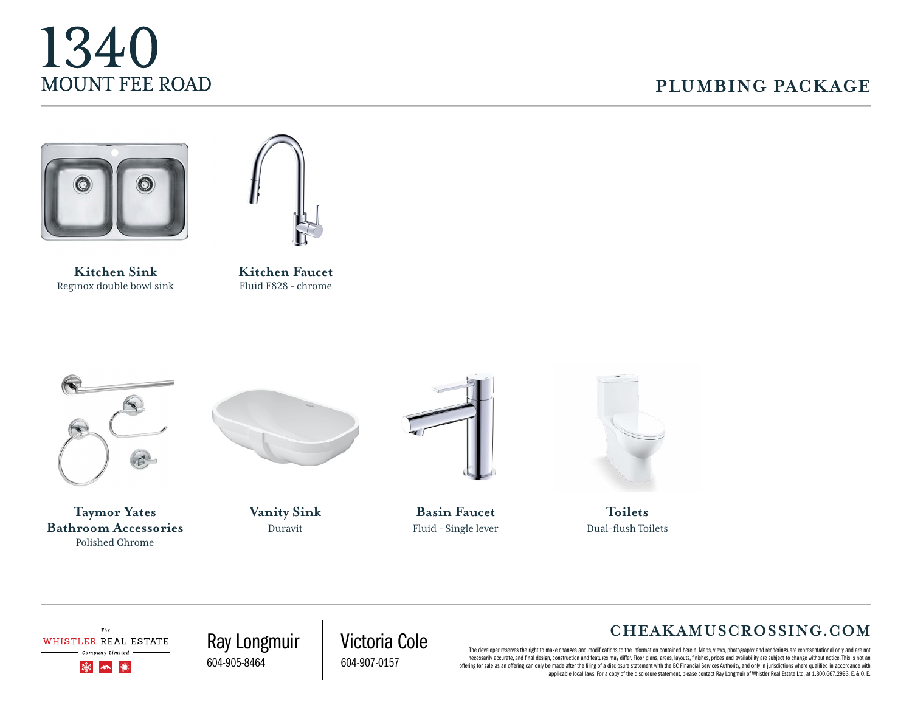# 1340
## MOUNT FEE ROAD

## PLUMBING PACKAGE

**Kitchen Sink**
Reginox double bowl sink

**Kitchen Faucet**
Fluid F828 - chrome

**Taymor Yates Bathroom Accessories**
Polished Chrome

**Vanity Sink**
Duravit

**Basin Faucet**
Fluid - Single lever

**Toilets**
Dual-flush Toilets

The WHISTLER REAL ESTATE Company Limited

Ray Longmuir
604-905-8464

Victoria Cole
604-907-0157

**CHEAKAMUSCROSSING.COM**

The developer reserves the right to make changes and modifications to the information contained herein. Maps, views, photography and renderings are representational only and are not necessarily accurate, and final design, construction and features may differ. Floor plans, areas, layouts, finishes, prices and availability are subject to change without notice. This is not an offering for sale as an offering can only be made after the filing of a disclosure statement with the BC Financial Services Authority, and only in jurisdictions where qualified in accordance with applicable local laws. For a copy of the disclosure statement, please contact Ray Longmuir of Whistler Real Estate Ltd. at 1.800.667.2993. E. & O. E.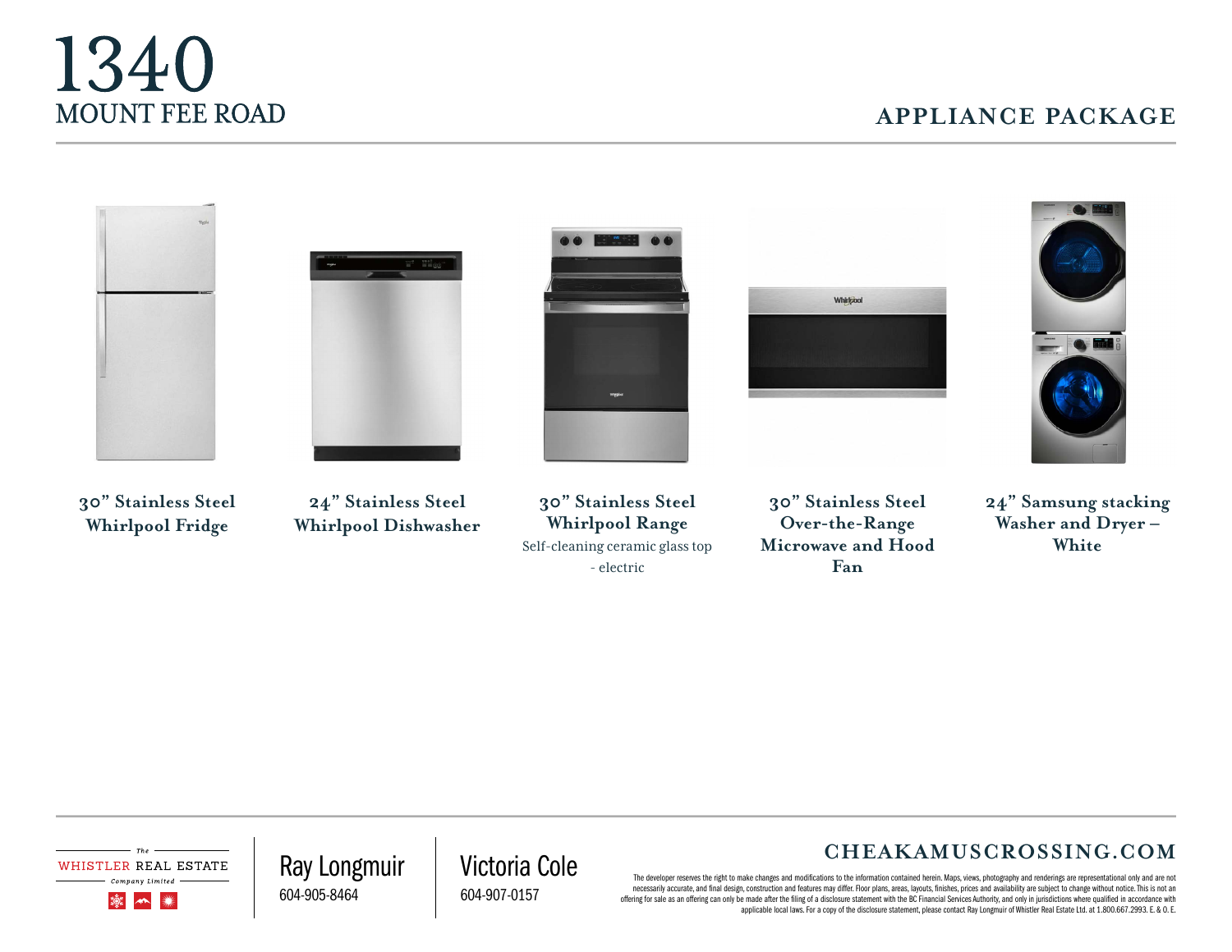# 1340
## MOUNT FEE ROAD

## APPLIANCE PACKAGE

**30" Stainless Steel Whirlpool Fridge**

**24" Stainless Steel Whirlpool Dishwasher**

**30" Stainless Steel Whirlpool Range**
Self-cleaning ceramic glass top - electric

**30" Stainless Steel Over-the-Range Microwave and Hood Fan**

**24" Samsung stacking Washer and Dryer – White**

The WHISTLER REAL ESTATE Company Limited

Ray Longmuir
604-905-8464

Victoria Cole
604-907-0157

CHEAKAMUSCROSSING.COM

The developer reserves the right to make changes and modifications to the information contained herein. Maps, views, photography and renderings are representational only and are not necessarily accurate, and final design, construction and features may differ. Floor plans, areas, layouts, finishes, prices and availability are subject to change without notice. This is not an offering for sale as an offering can only be made after the filing of a disclosure statement with the BC Financial Services Authority, and only in jurisdictions where qualified in accordance with applicable local laws. For a copy of the disclosure statement, please contact Ray Longmuir of Whistler Real Estate Ltd. at 1.800.667.2993. E. & O. E.